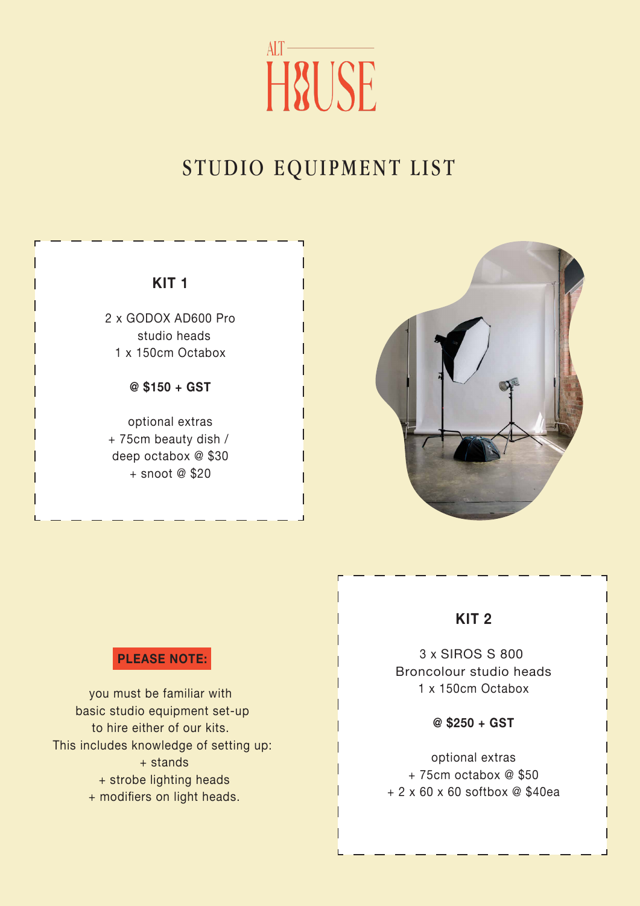# ALT HOUSE

## STUDIO EQUIPMENT LIST

### KIT 1

2 x GODOX AD600 Pro studio heads
1 x 150cm Octabox

**@ $150 + GST**

optional extras
+ 75cm beauty dish / deep octabox @ $30
+ snoot @ $20

**PLEASE NOTE:**

you must be familiar with basic studio equipment set-up to hire either of our kits.
This includes knowledge of setting up:
+ stands
+ strobe lighting heads
+ modifiers on light heads.

### KIT 2

3 x SIROS S 800 Broncolour studio heads
1 x 150cm Octabox

**@ $250 + GST**

optional extras
+ 75cm octabox @ $50
+ 2 x 60 x 60 softbox @ $40ea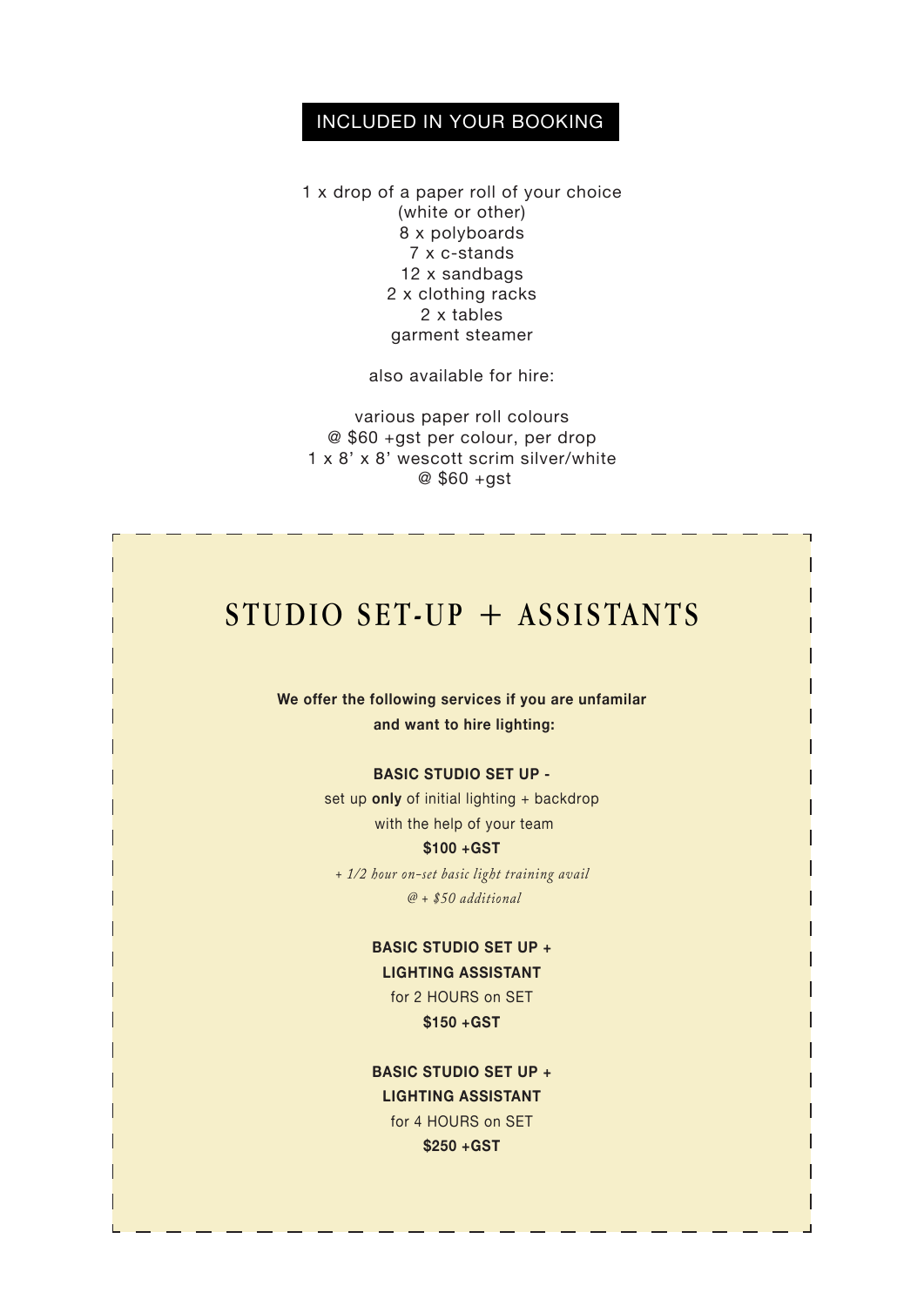## INCLUDED IN YOUR BOOKING

1 x drop of a paper roll of your choice
(white or other)
8 x polyboards
7 x c-stands
12 x sandbags
2 x clothing racks
2 x tables
garment steamer

also available for hire:

various paper roll colours
@ $60 +gst per colour, per drop
1 x 8' x 8' wescott scrim silver/white
@ $60 +gst

# STUDIO SET-UP + ASSISTANTS

**We offer the following services if you are unfamilar and want to hire lighting:**

**BASIC STUDIO SET UP -**
set up **only** of initial lighting + backdrop
with the help of your team
**$100 +GST**
*+ 1/2 hour on-set basic light training avail
@ + $50 additional*

**BASIC STUDIO SET UP + LIGHTING ASSISTANT**
for 2 HOURS on SET
**$150 +GST**

**BASIC STUDIO SET UP + LIGHTING ASSISTANT**
for 4 HOURS on SET
**$250 +GST**